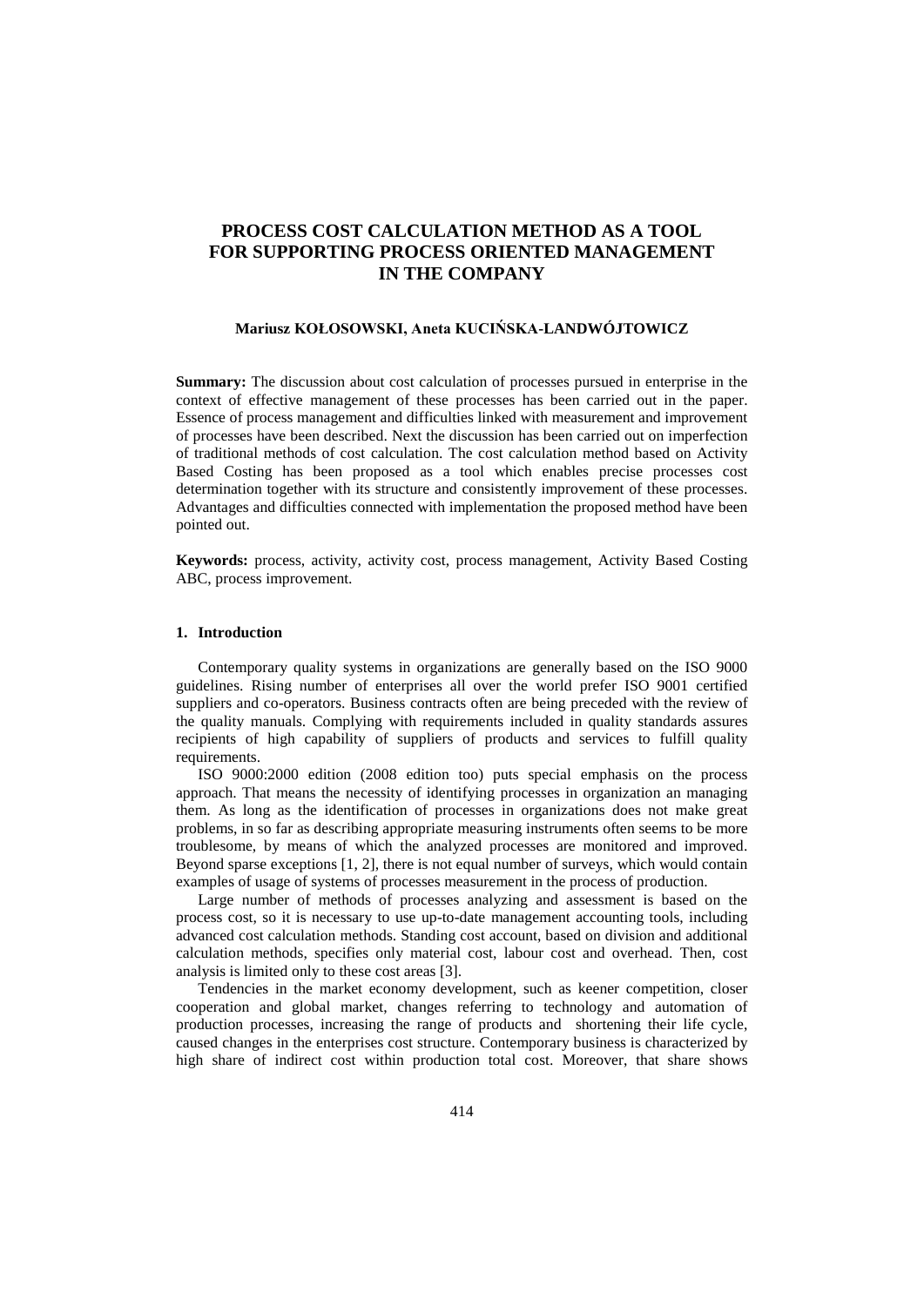# PROCESS COST CALCULATION METHOD AS A TOOL FOR SUPPORTING PROCESS ORIENTED MANAGEMENT IN THE COMPANY

**Mariusz KOŁOSOWSKI, Aneta KUCIŃSKA-LANDWÓJTOWICZ**

**Summary:** The discussion about cost calculation of processes pursued in enterprise in the context of effective management of these processes has been carried out in the paper. Essence of process management and difficulties linked with measurement and improvement of processes have been described. Next the discussion has been carried out on imperfection of traditional methods of cost calculation. The cost calculation method based on Activity Based Costing has been proposed as a tool which enables precise processes cost determination together with its structure and consistently improvement of these processes. Advantages and difficulties connected with implementation the proposed method have been pointed out.

**Keywords:** process, activity, activity cost, process management, Activity Based Costing ABC, process improvement.

## 1. Introduction

Contemporary quality systems in organizations are generally based on the ISO 9000 guidelines. Rising number of enterprises all over the world prefer ISO 9001 certified suppliers and co-operators. Business contracts often are being preceded with the review of the quality manuals. Complying with requirements included in quality standards assures recipients of high capability of suppliers of products and services to fulfill quality requirements.

ISO 9000:2000 edition (2008 edition too) puts special emphasis on the process approach. That means the necessity of identifying processes in organization an managing them. As long as the identification of processes in organizations does not make great problems, in so far as describing appropriate measuring instruments often seems to be more troublesome, by means of which the analyzed processes are monitored and improved. Beyond sparse exceptions [1, 2], there is not equal number of surveys, which would contain examples of usage of systems of processes measurement in the process of production.

Large number of methods of processes analyzing and assessment is based on the process cost, so it is necessary to use up-to-date management accounting tools, including advanced cost calculation methods. Standing cost account, based on division and additional calculation methods, specifies only material cost, labour cost and overhead. Then, cost analysis is limited only to these cost areas [3].

Tendencies in the market economy development, such as keener competition, closer cooperation and global market, changes referring to technology and automation of production processes, increasing the range of products and shortening their life cycle, caused changes in the enterprises cost structure. Contemporary business is characterized by high share of indirect cost within production total cost. Moreover, that share shows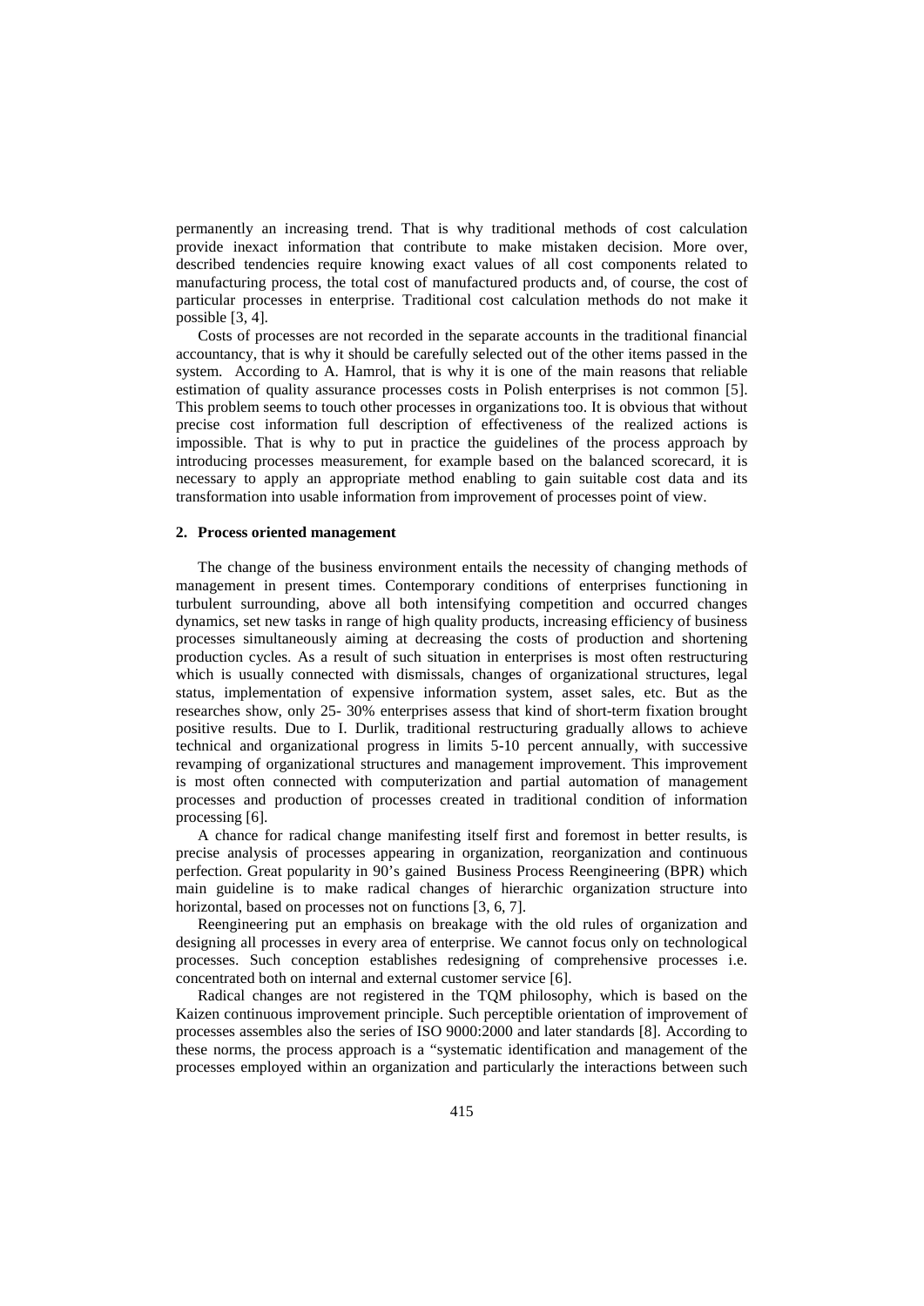permanently an increasing trend. That is why traditional methods of cost calculation provide inexact information that contribute to make mistaken decision. More over, described tendencies require knowing exact values of all cost components related to manufacturing process, the total cost of manufactured products and, of course, the cost of particular processes in enterprise. Traditional cost calculation methods do not make it possible [3, 4].

Costs of processes are not recorded in the separate accounts in the traditional financial accountancy, that is why it should be carefully selected out of the other items passed in the system. According to A. Hamrol, that is why it is one of the main reasons that reliable estimation of quality assurance processes costs in Polish enterprises is not common [5]. This problem seems to touch other processes in organizations too. It is obvious that without precise cost information full description of effectiveness of the realized actions is impossible. That is why to put in practice the guidelines of the process approach by introducing processes measurement, for example based on the balanced scorecard, it is necessary to apply an appropriate method enabling to gain suitable cost data and its transformation into usable information from improvement of processes point of view.

## 2. Process oriented management

The change of the business environment entails the necessity of changing methods of management in present times. Contemporary conditions of enterprises functioning in turbulent surrounding, above all both intensifying competition and occurred changes dynamics, set new tasks in range of high quality products, increasing efficiency of business processes simultaneously aiming at decreasing the costs of production and shortening production cycles. As a result of such situation in enterprises is most often restructuring which is usually connected with dismissals, changes of organizational structures, legal status, implementation of expensive information system, asset sales, etc. But as the researches show, only 25- 30% enterprises assess that kind of short-term fixation brought positive results. Due to I. Durlik, traditional restructuring gradually allows to achieve technical and organizational progress in limits 5-10 percent annually, with successive revamping of organizational structures and management improvement. This improvement is most often connected with computerization and partial automation of management processes and production of processes created in traditional condition of information processing [6].

A chance for radical change manifesting itself first and foremost in better results, is precise analysis of processes appearing in organization, reorganization and continuous perfection. Great popularity in 90's gained Business Process Reengineering (BPR) which main guideline is to make radical changes of hierarchic organization structure into horizontal, based on processes not on functions [3, 6, 7].

Reengineering put an emphasis on breakage with the old rules of organization and designing all processes in every area of enterprise. We cannot focus only on technological processes. Such conception establishes redesigning of comprehensive processes i.e. concentrated both on internal and external customer service [6].

Radical changes are not registered in the TQM philosophy, which is based on the Kaizen continuous improvement principle. Such perceptible orientation of improvement of processes assembles also the series of ISO 9000:2000 and later standards [8]. According to these norms, the process approach is a "systematic identification and management of the processes employed within an organization and particularly the interactions between such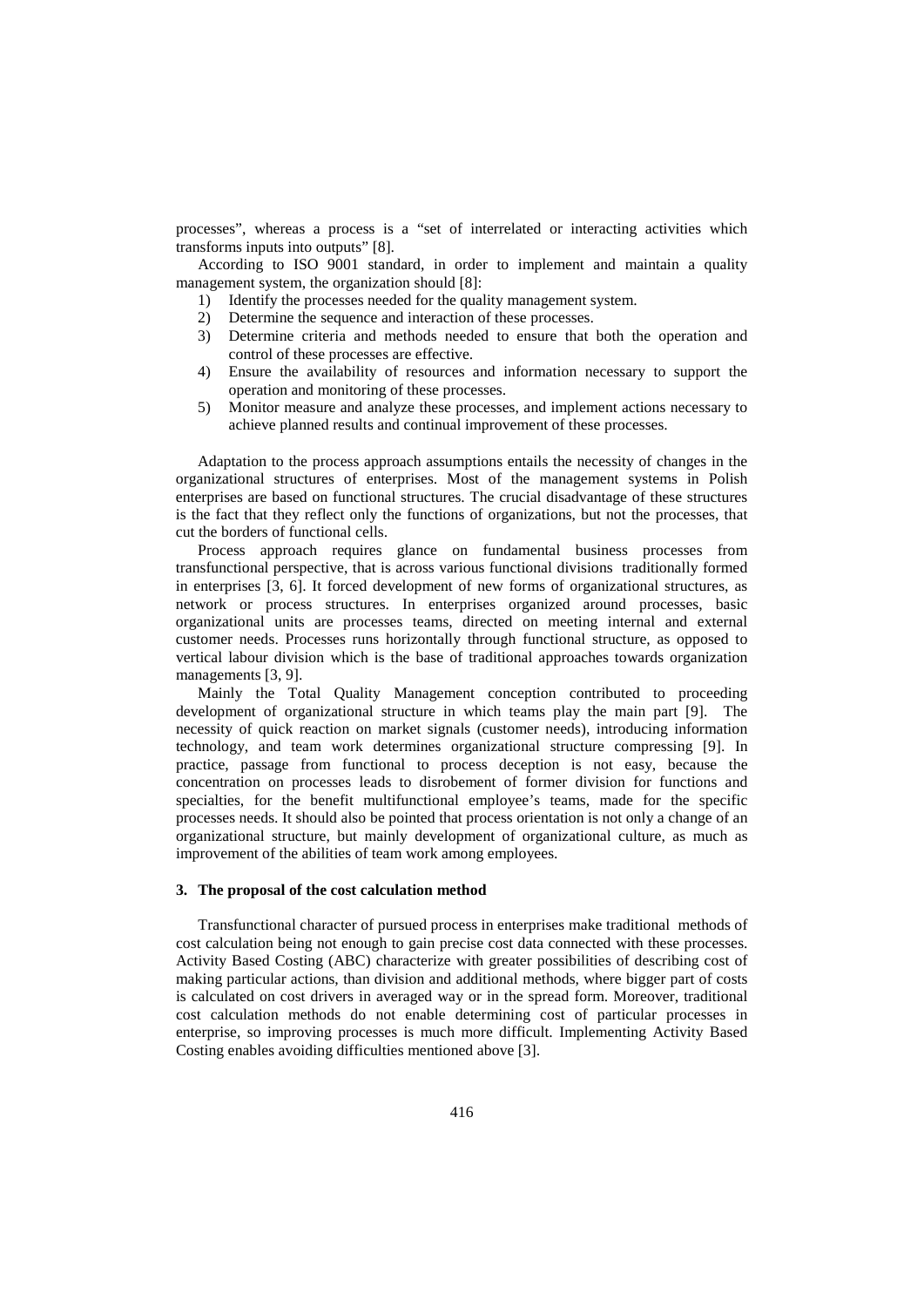processes", whereas a process is a "set of interrelated or interacting activities which transforms inputs into outputs" [8].

According to ISO 9001 standard, in order to implement and maintain a quality management system, the organization should [8]:

1) Identify the processes needed for the quality management system.
2) Determine the sequence and interaction of these processes.
3) Determine criteria and methods needed to ensure that both the operation and control of these processes are effective.
4) Ensure the availability of resources and information necessary to support the operation and monitoring of these processes.
5) Monitor measure and analyze these processes, and implement actions necessary to achieve planned results and continual improvement of these processes.

Adaptation to the process approach assumptions entails the necessity of changes in the organizational structures of enterprises. Most of the management systems in Polish enterprises are based on functional structures. The crucial disadvantage of these structures is the fact that they reflect only the functions of organizations, but not the processes, that cut the borders of functional cells.

Process approach requires glance on fundamental business processes from transfunctional perspective, that is across various functional divisions traditionally formed in enterprises [3, 6]. It forced development of new forms of organizational structures, as network or process structures. In enterprises organized around processes, basic organizational units are processes teams, directed on meeting internal and external customer needs. Processes runs horizontally through functional structure, as opposed to vertical labour division which is the base of traditional approaches towards organization managements [3, 9].

Mainly the Total Quality Management conception contributed to proceeding development of organizational structure in which teams play the main part [9]. The necessity of quick reaction on market signals (customer needs), introducing information technology, and team work determines organizational structure compressing [9]. In practice, passage from functional to process deception is not easy, because the concentration on processes leads to disrobement of former division for functions and specialties, for the benefit multifunctional employee's teams, made for the specific processes needs. It should also be pointed that process orientation is not only a change of an organizational structure, but mainly development of organizational culture, as much as improvement of the abilities of team work among employees.

### 3. The proposal of the cost calculation method

Transfunctional character of pursued process in enterprises make traditional methods of cost calculation being not enough to gain precise cost data connected with these processes. Activity Based Costing (ABC) characterize with greater possibilities of describing cost of making particular actions, than division and additional methods, where bigger part of costs is calculated on cost drivers in averaged way or in the spread form. Moreover, traditional cost calculation methods do not enable determining cost of particular processes in enterprise, so improving processes is much more difficult. Implementing Activity Based Costing enables avoiding difficulties mentioned above [3].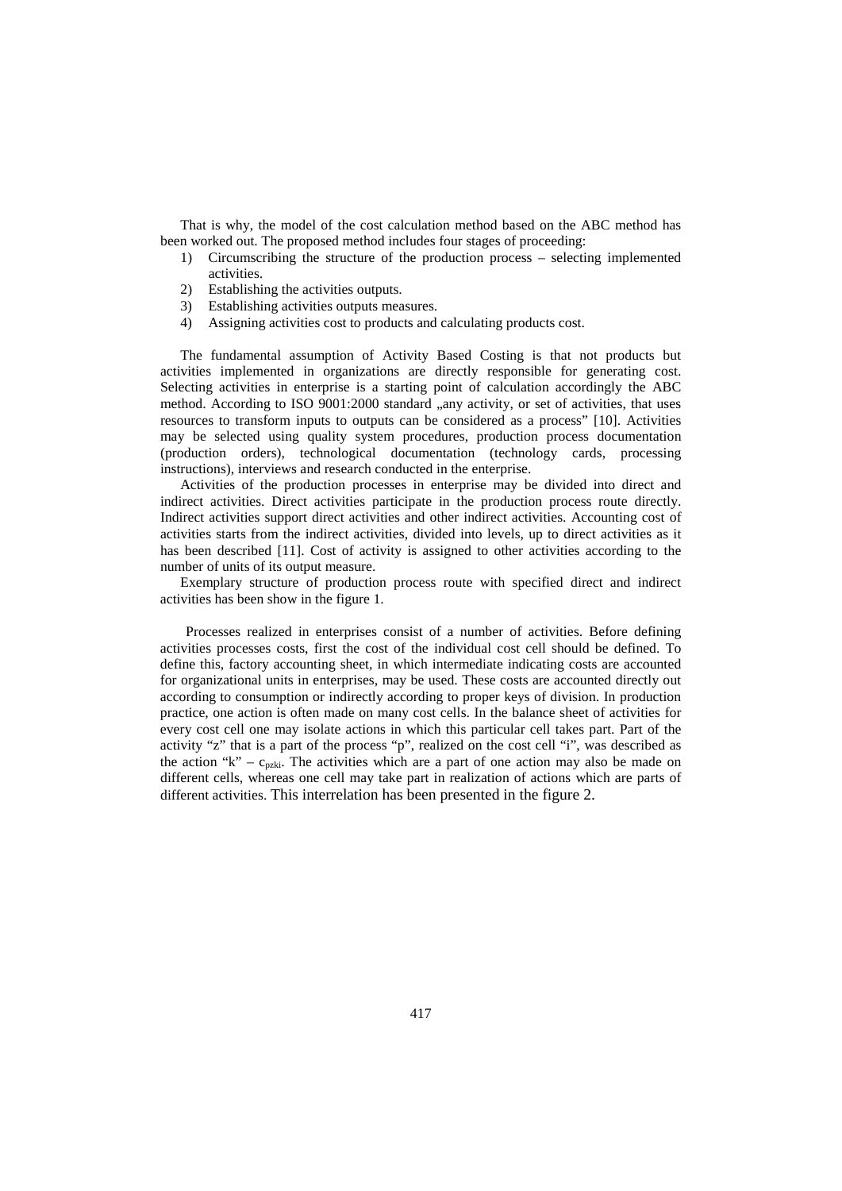That is why, the model of the cost calculation method based on the ABC method has been worked out. The proposed method includes four stages of proceeding:

1) Circumscribing the structure of the production process – selecting implemented activities.
2) Establishing the activities outputs.
3) Establishing activities outputs measures.
4) Assigning activities cost to products and calculating products cost.

The fundamental assumption of Activity Based Costing is that not products but activities implemented in organizations are directly responsible for generating cost. Selecting activities in enterprise is a starting point of calculation accordingly the ABC method. According to ISO 9001:2000 standard „any activity, or set of activities, that uses resources to transform inputs to outputs can be considered as a process" [10]. Activities may be selected using quality system procedures, production process documentation (production orders), technological documentation (technology cards, processing instructions), interviews and research conducted in the enterprise.

Activities of the production processes in enterprise may be divided into direct and indirect activities. Direct activities participate in the production process route directly. Indirect activities support direct activities and other indirect activities. Accounting cost of activities starts from the indirect activities, divided into levels, up to direct activities as it has been described [11]. Cost of activity is assigned to other activities according to the number of units of its output measure.

Exemplary structure of production process route with specified direct and indirect activities has been show in the figure 1.

Processes realized in enterprises consist of a number of activities. Before defining activities processes costs, first the cost of the individual cost cell should be defined. To define this, factory accounting sheet, in which intermediate indicating costs are accounted for organizational units in enterprises, may be used. These costs are accounted directly out according to consumption or indirectly according to proper keys of division. In production practice, one action is often made on many cost cells. In the balance sheet of activities for every cost cell one may isolate actions in which this particular cell takes part. Part of the activity "z" that is a part of the process "p", realized on the cost cell "i", was described as the action "k" – $c_{pzki}$. The activities which are a part of one action may also be made on different cells, whereas one cell may take part in realization of actions which are parts of different activities. This interrelation has been presented in the figure 2.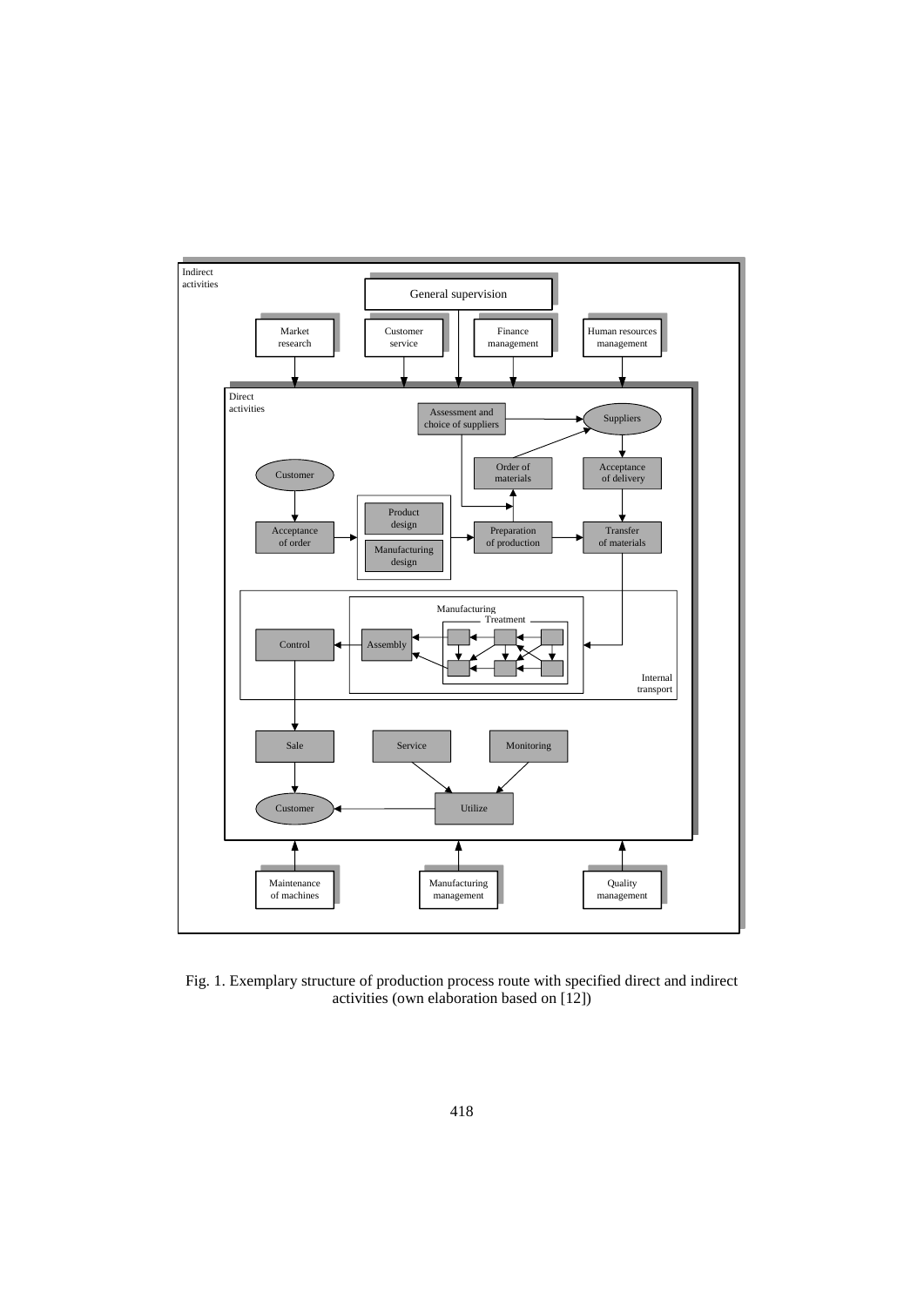Fig. 1. Exemplary structure of production process route with specified direct and indirect activities (own elaboration based on [12])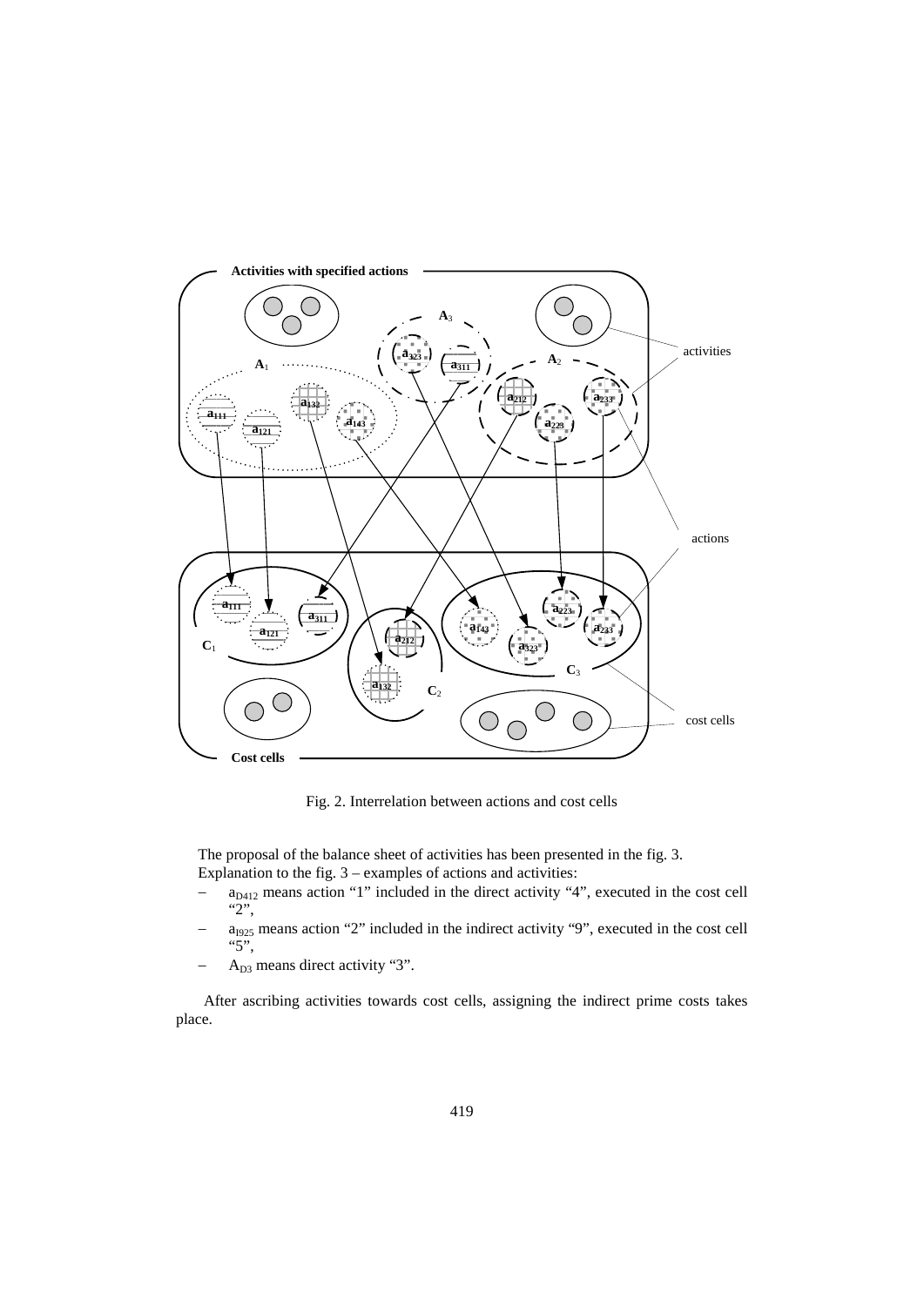Fig. 2. Interrelation between actions and cost cells

The proposal of the balance sheet of activities has been presented in the fig. 3.

Explanation to the fig. 3 – examples of actions and activities:

- $a_{D412}$ means action "1" included in the direct activity "4", executed in the cost cell "2",
- $a_{I925}$ means action "2" included in the indirect activity "9", executed in the cost cell "5",
- $A_{D3}$ means direct activity "3".

After ascribing activities towards cost cells, assigning the indirect prime costs takes place.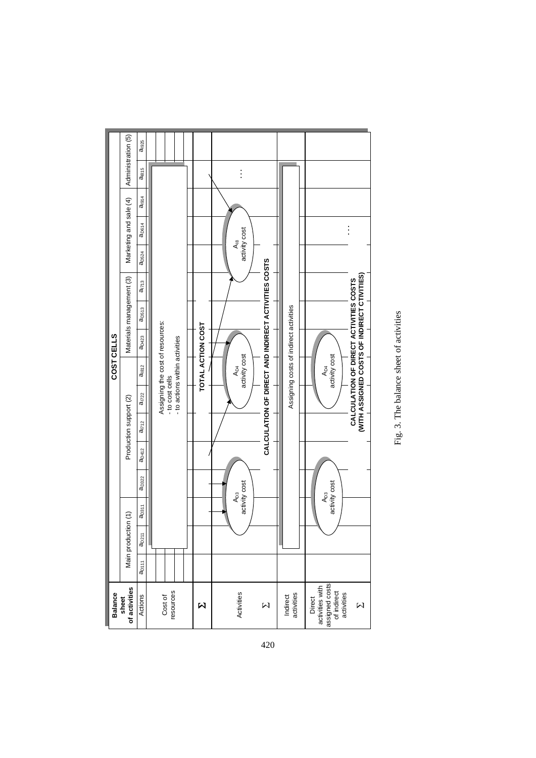| Balance sheet of activities | COST CELLS | | | | | | | | | | | | | | |
|---|---|---|---|---|---|---|---|---|---|---|---|---|---|---|---|
| | Main production (1) | | | | Production support (2) | | | | Materials management (3) | | | Marketing and sale (4) | | | Administration (5) | |
| Actions | $a_{D111}$ | $a_{D211}$ | $a_{D311}$ | $a_{D322}$ | $a_{D412}$ | $a_{I712}$ | $a_{I722}$ | $a_{I812}$ | $a_{D423}$ | $a_{D513}$ | $a_{I713}$ | $a_{D524}$ | $a_{D614}$ | $a_{I914}$ | $a_{I815}$ | $a_{I925}$ |
| Cost of resources | Assigning the cost of resources: - to cost cells - to actions within activities | | | | | | | | | | | | | | | |
| Σ | TOTAL ACTION COST | | | | | | | | | | | | | | | |
| Activities | $A_{D3}$ activity cost | | | | $A_{D4}$ activity cost | | | | | | $A_{I8}$ activity cost | | | | … | |
| Σ | CALCULATION OF DIRECT AND INDIRECT ACTIVITIES COSTS | | | | | | | | | | | | | | | |
| Indirect activities | Assigning costs of indirect activities | | | | | | | | | | | | | | | |
| Direct activities with assigned costs of indirect activities | $A_{D3}$ activity cost | | | | $A_{D4}$ activity cost | | | | | | … | | | | | |
| Σ | CALCULATION OF DIRECT ACTIVITIES COSTS (WITH ASSIGNED COSTS OF INDIRECT CTIVITIES) | | | | | | | | | | | | | | | |

Fig. 3. The balance sheet of activities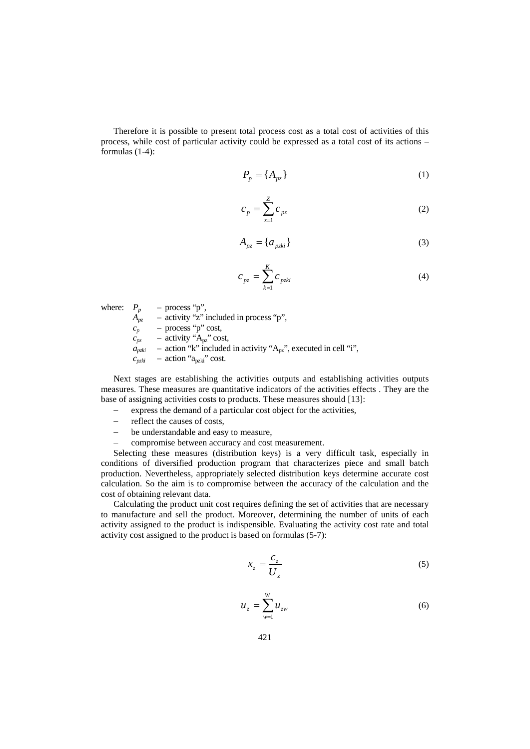Therefore it is possible to present total process cost as a total cost of activities of this process, while cost of particular activity could be expressed as a total cost of its actions – formulas (1-4):

$$P_p = \{A_{pz}\} \tag{1}$$

$$c_p = \sum_{z=1}^{Z} c_{pz} \tag{2}$$

$$A_{pz} = \{a_{pzki}\} \tag{3}$$

$$c_{pz} = \sum_{k=1}^{K} c_{pzki} \tag{4}$$

where:
- $P_p$ – process "p",
- $A_{pz}$ – activity "z" included in process "p",
- $c_p$ – process "p" cost,
- $c_{pz}$ – activity "$A_{pz}$" cost,
- $a_{pzki}$ – action "k" included in activity "$A_{pz}$", executed in cell "i",
- $c_{pzki}$ – action "$a_{pzki}$" cost.

Next stages are establishing the activities outputs and establishing activities outputs measures. These measures are quantitative indicators of the activities effects . They are the base of assigning activities costs to products. These measures should [13]:

- express the demand of a particular cost object for the activities,
- reflect the causes of costs,
- be understandable and easy to measure,
- compromise between accuracy and cost measurement.

Selecting these measures (distribution keys) is a very difficult task, especially in conditions of diversified production program that characterizes piece and small batch production. Nevertheless, appropriately selected distribution keys determine accurate cost calculation. So the aim is to compromise between the accuracy of the calculation and the cost of obtaining relevant data.

Calculating the product unit cost requires defining the set of activities that are necessary to manufacture and sell the product. Moreover, determining the number of units of each activity assigned to the product is indispensible. Evaluating the activity cost rate and total activity cost assigned to the product is based on formulas (5-7):

$$x_z = \frac{c_z}{U_z} \tag{5}$$

$$u_z = \sum_{w=1}^{W} u_{zw} \tag{6}$$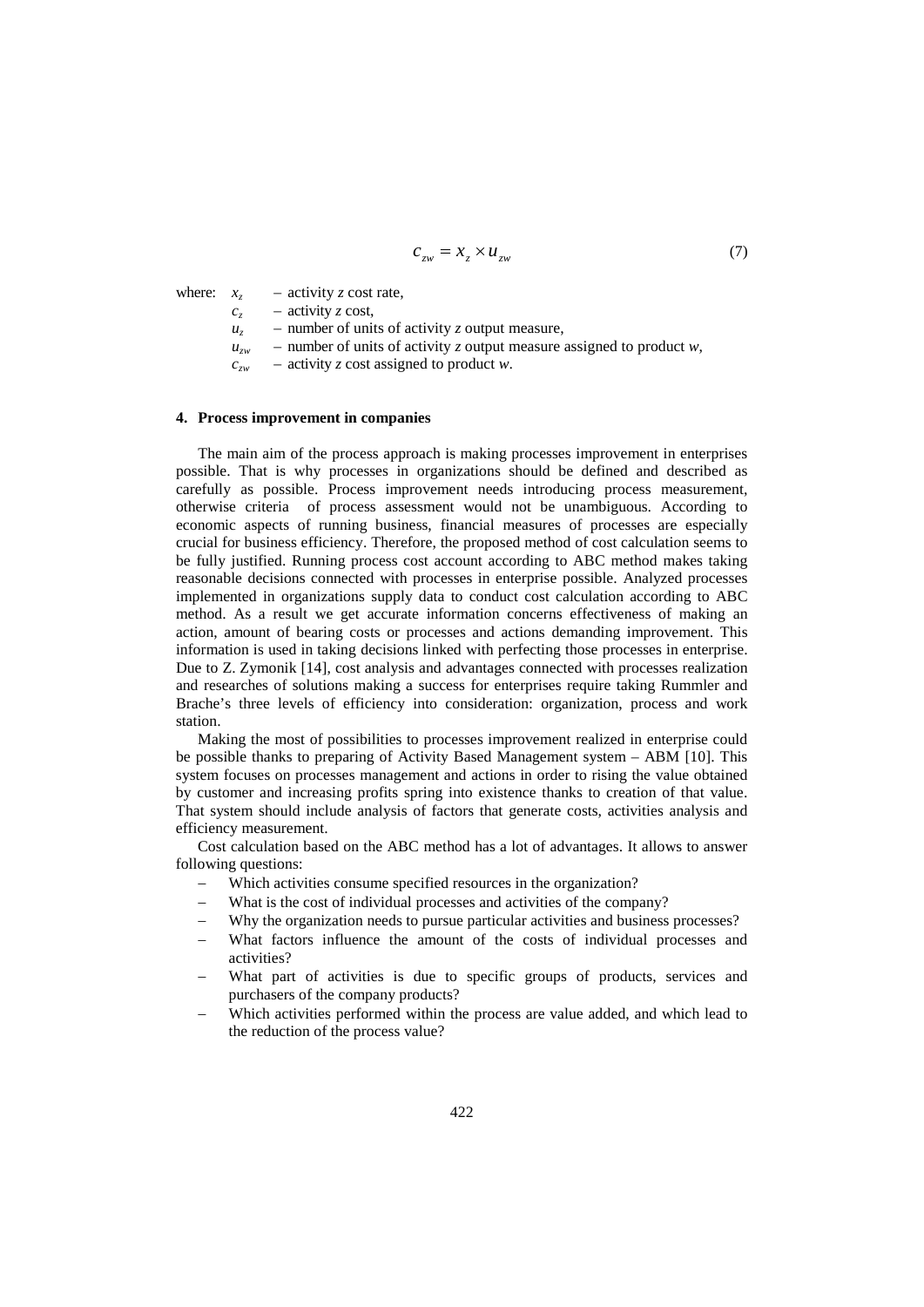$$c_{zw} = x_z \times u_{zw} \tag{7}$$

where: $x_z$ – activity $z$ cost rate,
$c_z$ – activity $z$ cost,
$u_z$ – number of units of activity $z$ output measure,
$u_{zw}$ – number of units of activity $z$ output measure assigned to product $w$,
$c_{zw}$ – activity $z$ cost assigned to product $w$.

## 4. Process improvement in companies

The main aim of the process approach is making processes improvement in enterprises possible. That is why processes in organizations should be defined and described as carefully as possible. Process improvement needs introducing process measurement, otherwise criteria of process assessment would not be unambiguous. According to economic aspects of running business, financial measures of processes are especially crucial for business efficiency. Therefore, the proposed method of cost calculation seems to be fully justified. Running process cost account according to ABC method makes taking reasonable decisions connected with processes in enterprise possible. Analyzed processes implemented in organizations supply data to conduct cost calculation according to ABC method. As a result we get accurate information concerns effectiveness of making an action, amount of bearing costs or processes and actions demanding improvement. This information is used in taking decisions linked with perfecting those processes in enterprise. Due to Z. Zymonik [14], cost analysis and advantages connected with processes realization and researches of solutions making a success for enterprises require taking Rummler and Brache's three levels of efficiency into consideration: organization, process and work station.

Making the most of possibilities to processes improvement realized in enterprise could be possible thanks to preparing of Activity Based Management system – ABM [10]. This system focuses on processes management and actions in order to rising the value obtained by customer and increasing profits spring into existence thanks to creation of that value. That system should include analysis of factors that generate costs, activities analysis and efficiency measurement.

Cost calculation based on the ABC method has a lot of advantages. It allows to answer following questions:

- Which activities consume specified resources in the organization?
- What is the cost of individual processes and activities of the company?
- Why the organization needs to pursue particular activities and business processes?
- What factors influence the amount of the costs of individual processes and activities?
- What part of activities is due to specific groups of products, services and purchasers of the company products?
- Which activities performed within the process are value added, and which lead to the reduction of the process value?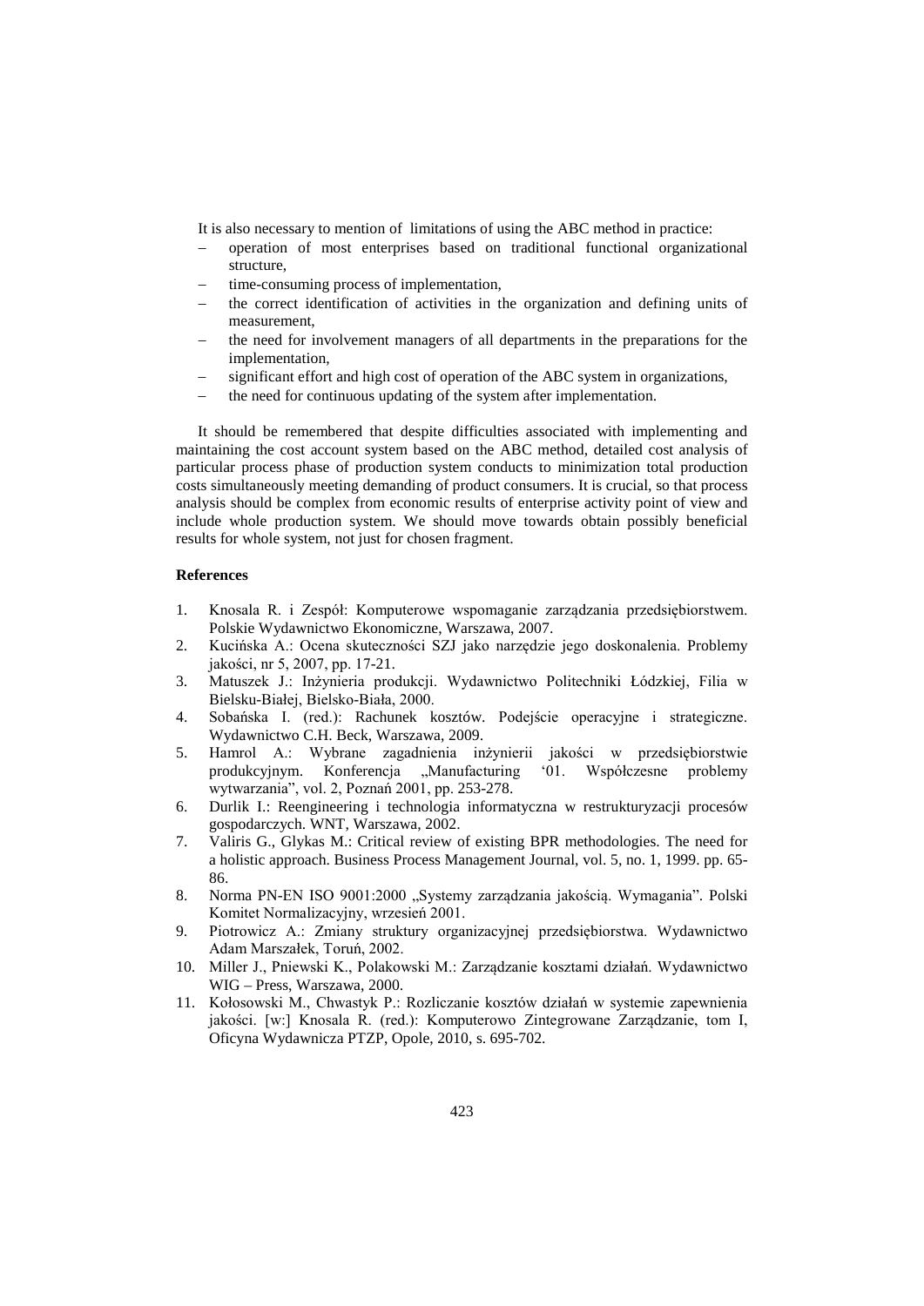It is also necessary to mention of limitations of using the ABC method in practice:

- operation of most enterprises based on traditional functional organizational structure,
- time-consuming process of implementation,
- the correct identification of activities in the organization and defining units of measurement,
- the need for involvement managers of all departments in the preparations for the implementation,
- significant effort and high cost of operation of the ABC system in organizations,
- the need for continuous updating of the system after implementation.

It should be remembered that despite difficulties associated with implementing and maintaining the cost account system based on the ABC method, detailed cost analysis of particular process phase of production system conducts to minimization total production costs simultaneously meeting demanding of product consumers. It is crucial, so that process analysis should be complex from economic results of enterprise activity point of view and include whole production system. We should move towards obtain possibly beneficial results for whole system, not just for chosen fragment.

### References

1. Knosala R. i Zespół: Komputerowe wspomaganie zarządzania przedsiębiorstwem. Polskie Wydawnictwo Ekonomiczne, Warszawa, 2007.
2. Kucińska A.: Ocena skuteczności SZJ jako narzędzie jego doskonalenia. Problemy jakości, nr 5, 2007, pp. 17-21.
3. Matuszek J.: Inżynieria produkcji. Wydawnictwo Politechniki Łódzkiej, Filia w Bielsku-Białej, Bielsko-Biała, 2000.
4. Sobańska I. (red.): Rachunek kosztów. Podejście operacyjne i strategiczne. Wydawnictwo C.H. Beck, Warszawa, 2009.
5. Hamrol A.: Wybrane zagadnienia inżynierii jakości w przedsiębiorstwie produkcyjnym. Konferencja „Manufacturing '01. Współczesne problemy wytwarzania", vol. 2, Poznań 2001, pp. 253-278.
6. Durlik I.: Reengineering i technologia informatyczna w restrukturyzacji procesów gospodarczych. WNT, Warszawa, 2002.
7. Valiris G., Glykas M.: Critical review of existing BPR methodologies. The need for a holistic approach. Business Process Management Journal, vol. 5, no. 1, 1999. pp. 65-86.
8. Norma PN-EN ISO 9001:2000 „Systemy zarządzania jakością. Wymagania". Polski Komitet Normalizacyjny, wrzesień 2001.
9. Piotrowicz A.: Zmiany struktury organizacyjnej przedsiębiorstwa. Wydawnictwo Adam Marszałek, Toruń, 2002.
10. Miller J., Pniewski K., Polakowski M.: Zarządzanie kosztami działań. Wydawnictwo WIG – Press, Warszawa, 2000.
11. Kołosowski M., Chwastyk P.: Rozliczanie kosztów działań w systemie zapewnienia jakości. [w:] Knosala R. (red.): Komputerowo Zintegrowane Zarządzanie, tom I, Oficyna Wydawnicza PTZP, Opole, 2010, s. 695-702.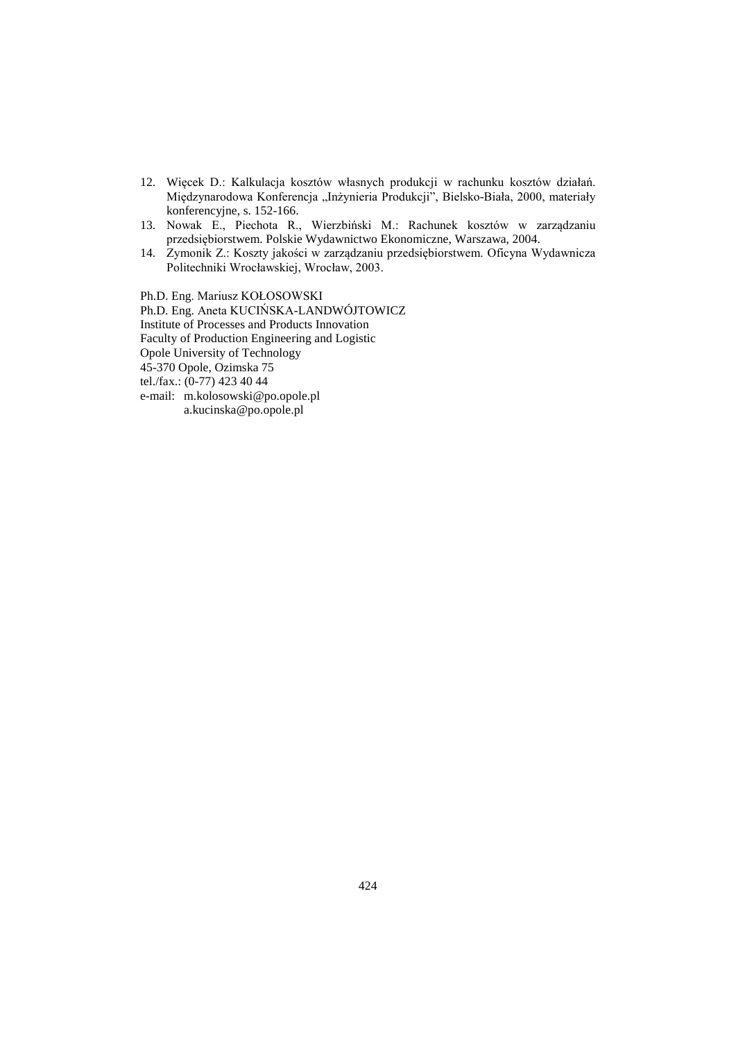12. Więcek D.: Kalkulacja kosztów własnych produkcji w rachunku kosztów działań. Międzynarodowa Konferencja „Inżynieria Produkcji", Bielsko-Biała, 2000, materiały konferencyjne, s. 152-166.
13. Nowak E., Piechota R., Wierzbiński M.: Rachunek kosztów w zarządzaniu przedsiębiorstwem. Polskie Wydawnictwo Ekonomiczne, Warszawa, 2004.
14. Zymonik Z.: Koszty jakości w zarządzaniu przedsiębiorstwem. Oficyna Wydawnicza Politechniki Wrocławskiej, Wrocław, 2003.

Ph.D. Eng. Mariusz KOŁOSOWSKI
Ph.D. Eng. Aneta KUCIŃSKA-LANDWÓJTOWICZ
Institute of Processes and Products Innovation
Faculty of Production Engineering and Logistic
Opole University of Technology
45-370 Opole, Ozimska 75
tel./fax.: (0-77) 423 40 44
e-mail: m.kolosowski@po.opole.pl
a.kucinska@po.opole.pl